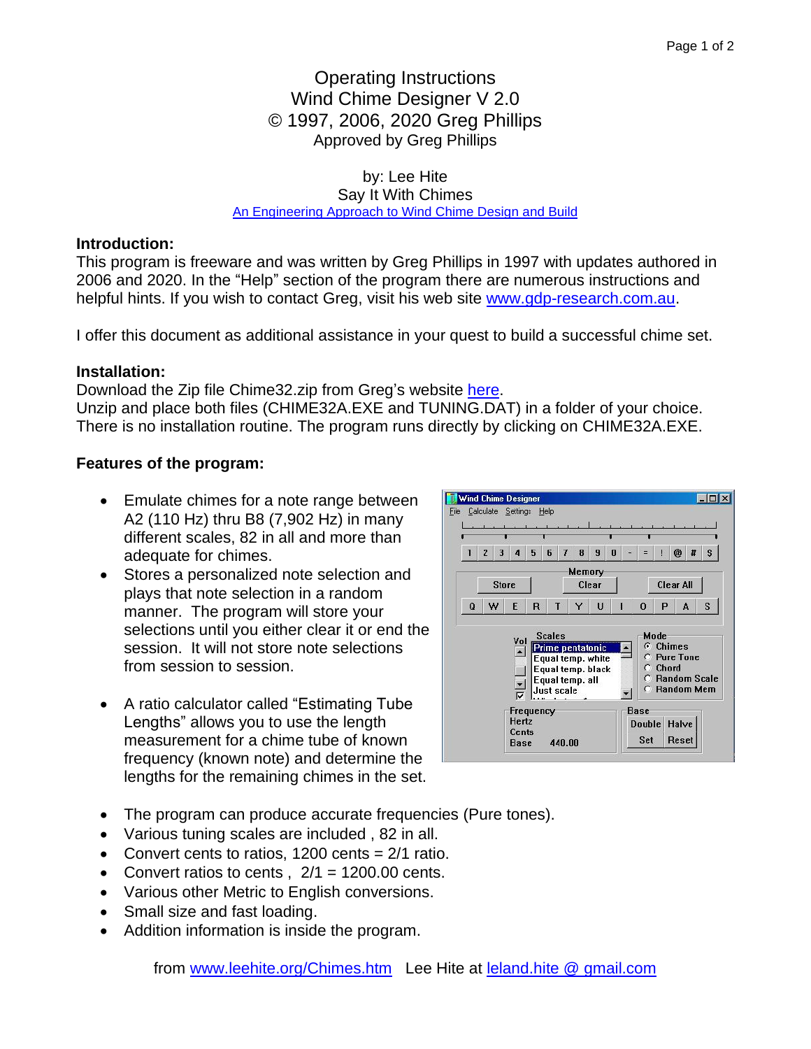# Operating Instructions
# Wind Chime Designer V 2.0
# © 1997, 2006, 2020 Greg Phillips

Approved by Greg Phillips

by: Lee Hite
Say It With Chimes
An Engineering Approach to Wind Chime Design and Build

**Introduction:**

This program is freeware and was written by Greg Phillips in 1997 with updates authored in 2006 and 2020. In the "Help" section of the program there are numerous instructions and helpful hints. If you wish to contact Greg, visit his web site www.gdp-research.com.au.

I offer this document as additional assistance in your quest to build a successful chime set.

**Installation:**

Download the Zip file Chime32.zip from Greg's website here.
Unzip and place both files (CHIME32A.EXE and TUNING.DAT) in a folder of your choice. There is no installation routine. The program runs directly by clicking on CHIME32A.EXE.

**Features of the program:**

- Emulate chimes for a note range between A2 (110 Hz) thru B8 (7,902 Hz) in many different scales, 82 in all and more than adequate for chimes.
- Stores a personalized note selection and plays that note selection in a random manner. The program will store your selections until you either clear it or end the session. It will not store note selections from session to session.
- A ratio calculator called "Estimating Tube Lengths" allows you to use the length measurement for a chime tube of known frequency (known note) and determine the lengths for the remaining chimes in the set.
- The program can produce accurate frequencies (Pure tones).
- Various tuning scales are included , 82 in all.
- Convert cents to ratios, 1200 cents = 2/1 ratio.
- Convert ratios to cents , 2/1 = 1200.00 cents.
- Various other Metric to English conversions.
- Small size and fast loading.
- Addition information is inside the program.

from www.leehite.org/Chimes.htm Lee Hite at leland.hite @ gmail.com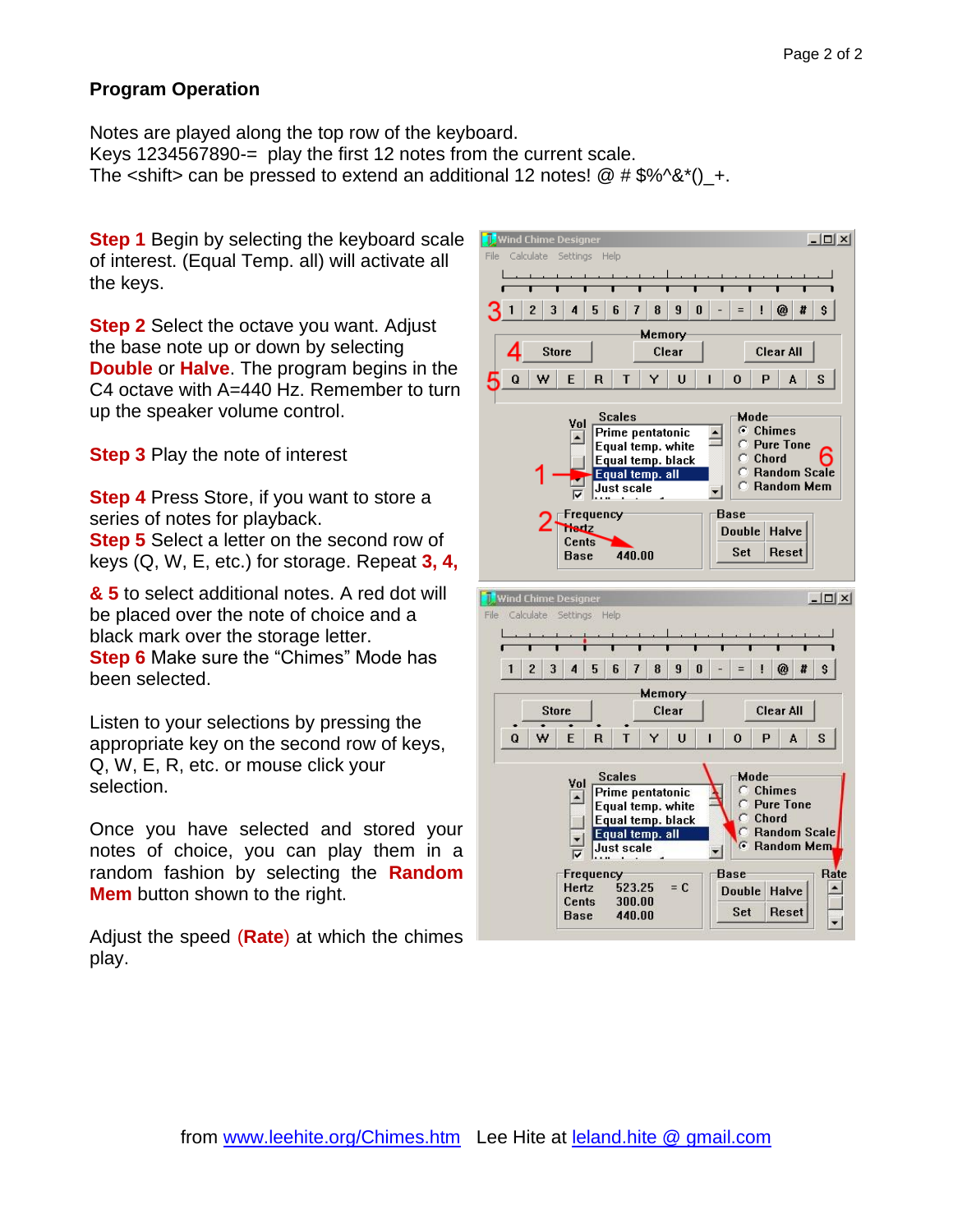**Program Operation**

Notes are played along the top row of the keyboard.
Keys 1234567890-= play the first 12 notes from the current scale.
The <shift> can be pressed to extend an additional 12 notes! @ # $%^&*()_+.

**Step 1** Begin by selecting the keyboard scale of interest. (Equal Temp. all) will activate all the keys.

**Step 2** Select the octave you want. Adjust the base note up or down by selecting **Double** or **Halve**. The program begins in the C4 octave with A=440 Hz. Remember to turn up the speaker volume control.

**Step 3** Play the note of interest

**Step 4** Press Store, if you want to store a series of notes for playback.
**Step 5** Select a letter on the second row of keys (Q, W, E, etc.) for storage. Repeat **3, 4, & 5** to select additional notes. A red dot will be placed over the note of choice and a black mark over the storage letter.
**Step 6** Make sure the "Chimes" Mode has been selected.

Listen to your selections by pressing the appropriate key on the second row of keys, Q, W, E, R, etc. or mouse click your selection.

Once you have selected and stored your notes of choice, you can play them in a random fashion by selecting the **Random Mem** button shown to the right.

Adjust the speed **(Rate)** at which the chimes play.

from www.leehite.org/Chimes.htm Lee Hite at leland.hite @ gmail.com